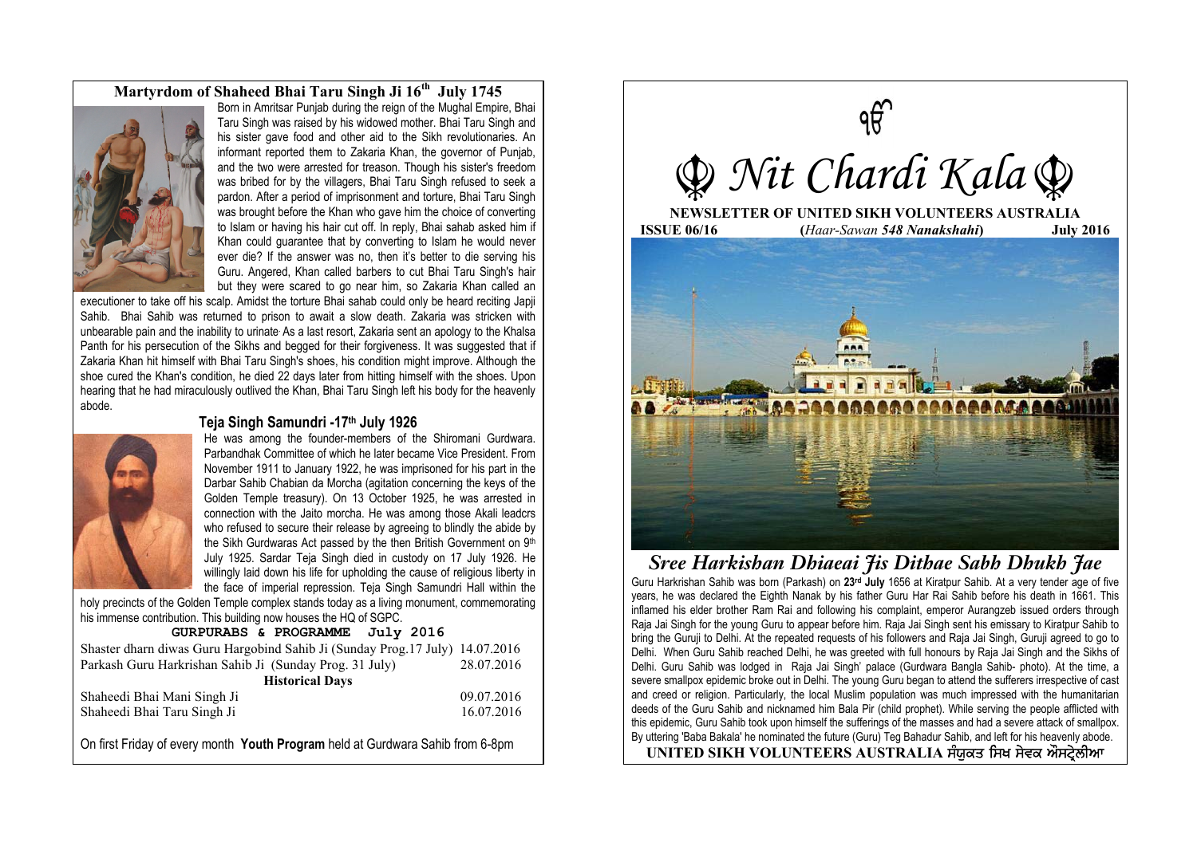## Martyrdom of Shaheed Bhai Taru Singh Ji 16th July 1745

Born in Amritsar Punjab during the reign of the Mughal Empire, Bhai Taru Singh was raised by his widowed mother. Bhai Taru Singh and his sister gave food and other aid to the Sikh revolutionaries. An informant reported them to Zakaria Khan, the governor of Punjab, and the two were arrested for treason. Though his sister's freedom was bribed for by the villagers, Bhai Taru Singh refused to seek a pardon. After a period of imprisonment and torture, Bhai Taru Singh was brought before the Khan who gave him the choice of converting to Islam or having his hair cut off. In reply, Bhai sahab asked him if Khan could guarantee that by converting to Islam he would never ever die? If the answer was no, then it's better to die serving his Guru. Angered, Khan called barbers to cut Bhai Taru Singh's hair but they were scared to go near him, so Zakaria Khan called an executioner to take off his scalp. Amidst the torture Bhai sahab could only be heard reciting Japji Sahib. Bhai Sahib was returned to prison to await a slow death. Zakaria was stricken with unbearable pain and the inability to urinate. As a last resort, Zakaria sent an apology to the Khalsa Panth for his persecution of the Sikhs and begged for their forgiveness. It was suggested that if Zakaria Khan hit himself with Bhai Taru Singh's shoes, his condition might improve. Although the shoe cured the Khan's condition, he died 22 days later from hitting himself with the shoes. Upon hearing that he had miraculously outlived the Khan, Bhai Taru Singh left his body for the heavenly abode.

### Teja Singh Samundri -17th July 1926

He was among the founder-members of the Shiromani Gurdwara. Parbandhak Committee of which he later became Vice President. From November 1911 to January 1922, he was imprisoned for his part in the Darbar Sahib Chabian da Morcha (agitation concerning the keys of the Golden Temple treasury). On 13 October 1925, he was arrested in connection with the Jaito morcha. He was among those Akali leadcrs who refused to secure their release by agreeing to blindly the abide by the Sikh Gurdwaras Act passed by the then British Government on 9th July 1925. Sardar Teja Singh died in custody on 17 July 1926. He willingly laid down his life for upholding the cause of religious liberty in the face of imperial repression. Teja Singh Samundri Hall within the holy precincts of the Golden Temple complex stands today as a living monument, commemorating his immense contribution. This building now houses the HQ of SGPC.

**GURPURABS & PROGRAMME July 2016**

| | |
|---|---|
| Shaster dharn diwas Guru Hargobind Sahib Ji (Sunday Prog.17 July) | 14.07.2016 |
| Parkash Guru Harkrishan Sahib Ji (Sunday Prog. 31 July) | 28.07.2016 |
| **Historical Days** | |
| Shaheedi Bhai Mani Singh Ji | 09.07.2016 |
| Shaheedi Bhai Taru Singh Ji | 16.07.2016 |

On first Friday of every month **Youth Program** held at Gurdwara Sahib from 6-8pm

ੴ

# ☬ Nit Chardi Kala ☬

**NEWSLETTER OF UNITED SIKH VOLUNTEERS AUSTRALIA**

**ISSUE 06/16** (*Haar-Sawan 548 Nanakshahi*) **July 2016**

## *Sree Harkishan Dhiaeai Jis Dithae Sabh Dhukh Jae*

Guru Harkrishan Sahib was born (Parkash) on **23rd July** 1656 at Kiratpur Sahib. At a very tender age of five years, he was declared the Eighth Nanak by his father Guru Har Rai Sahib before his death in 1661. This inflamed his elder brother Ram Rai and following his complaint, emperor Aurangzeb issued orders through Raja Jai Singh for the young Guru to appear before him. Raja Jai Singh sent his emissary to Kiratpur Sahib to bring the Guruji to Delhi. At the repeated requests of his followers and Raja Jai Singh, Guruji agreed to go to Delhi. When Guru Sahib reached Delhi, he was greeted with full honours by Raja Jai Singh and the Sikhs of Delhi. Guru Sahib was lodged in Raja Jai Singh' palace (Gurdwara Bangla Sahib- photo). At the time, a severe smallpox epidemic broke out in Delhi. The young Guru began to attend the sufferers irrespective of cast and creed or religion. Particularly, the local Muslim population was much impressed with the humanitarian deeds of the Guru Sahib and nicknamed him Bala Pir (child prophet). While serving the people afflicted with this epidemic, Guru Sahib took upon himself the sufferings of the masses and had a severe attack of smallpox. By uttering 'Baba Bakala' he nominated the future (Guru) Teg Bahadur Sahib, and left for his heavenly abode.

**UNITED SIKH VOLUNTEERS AUSTRALIA ਸੰਯੁਕਤ ਸਿਖ ਸੇਵਕ ਔਸਟ੍ਰੇਲੀਆ**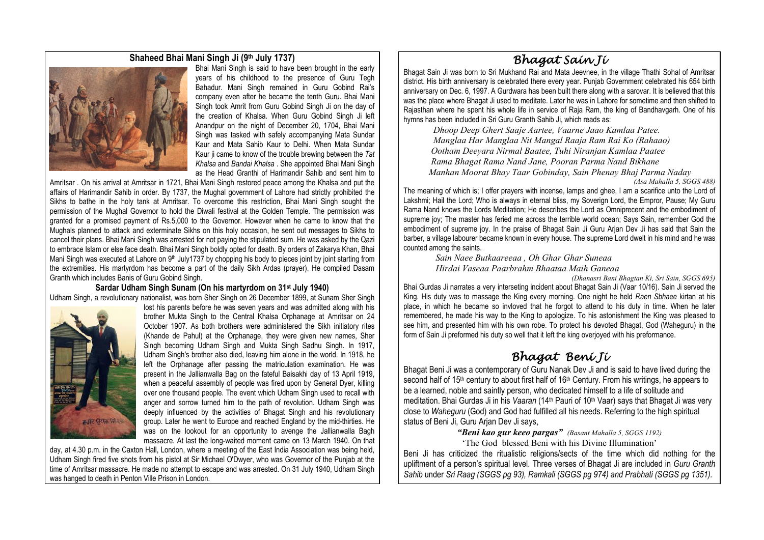## Shaheed Bhai Mani Singh Ji (9th July 1737)

Bhai Mani Singh is said to have been brought in the early years of his childhood to the presence of Guru Tegh Bahadur. Mani Singh remained in Guru Gobind Rai's company even after he became the tenth Guru. Bhai Mani Singh took Amrit from Guru Gobind Singh Ji on the day of the creation of Khalsa. When Guru Gobind Singh Ji left Anandpur on the night of December 20, 1704, Bhai Mani Singh was tasked with safely accompanying Mata Sundar Kaur and Mata Sahib Kaur to Delhi. When Mata Sundar Kaur ji came to know of the trouble brewing between the *Tat Khalsa* and *Bandai Khalsa* . She appointed Bhai Mani Singh as the Head Granthi of Harimandir Sahib and sent him to Amritsar . On his arrival at Amritsar in 1721, Bhai Mani Singh restored peace among the Khalsa and put the affairs of Harimandir Sahib in order. By 1737, the Mughal government of Lahore had strictly prohibited the Sikhs to bathe in the holy tank at Amritsar. To overcome this restriction, Bhai Mani Singh sought the permission of the Mughal Governor to hold the Diwali festival at the Golden Temple. The permission was granted for a promised payment of Rs.5,000 to the Governor. However when he came to know that the Mughals planned to attack and exterminate Sikhs on this holy occasion, he sent out messages to Sikhs to cancel their plans. Bhai Mani Singh was arrested for not paying the stipulated sum. He was asked by the Qazi to embrace Islam or else face death. Bhai Mani Singh boldly opted for death. By orders of Zakarya Khan, Bhai Mani Singh was executed at Lahore on 9th July1737 by chopping his body to pieces joint by joint starting from the extremities. His martyrdom has become a part of the daily Sikh Ardas (prayer). He compiled Dasam Granth which includes Banis of Guru Gobind Singh.

### Sardar Udham Singh Sunam (On his martyrdom on 31st July 1940)

Udham Singh, a revolutionary nationalist, was born Sher Singh on 26 December 1899, at Sunam Sher Singh lost his parents before he was seven years and was admitted along with his brother Mukta Singh to the Central Khalsa Orphanage at Amritsar on 24 October 1907. As both brothers were administered the Sikh initiatory rites (Khande de Pahul) at the Orphanage, they were given new names, Sher Singh becoming Udham Singh and Mukta Singh Sadhu Singh. In 1917, Udham Singh's brother also died, leaving him alone in the world. In 1918, he left the Orphanage after passing the matriculation examination. He was present in the Jallianwalla Bag on the fateful Baisakhi day of 13 April 1919, when a peaceful assembly of people was fired upon by General Dyer, killing over one thousand people. The event which Udham Singh used to recall with anger and sorrow turned him to the path of revolution. Udham Singh was deeply influenced by the activities of Bhagat Singh and his revolutionary group. Later he went to Europe and reached England by the mid-thirties. He was on the lookout for an opportunity to avenge the Jallianwalla Bagh massacre. At last the long-waited moment came on 13 March 1940. On that day, at 4.30 p.m. in the Caxton Hall, London, where a meeting of the East India Association was being held, Udham Singh fired five shots from his pistol at Sir Michael O'Dwyer, who was Governor of the Punjab at the time of Amritsar massacre. He made no attempt to escape and was arrested. On 31 July 1940, Udham Singh was hanged to death in Penton Ville Prison in London.

## Bhagat Sain Ji

Bhagat Sain Ji was born to Sri Mukhand Rai and Mata Jeevnee, in the village Thathi Sohal of Amritsar district. His birth anniversary is celebrated there every year. Punjab Government celebrated his 654 birth anniversary on Dec. 6, 1997. A Gurdwara has been built there along with a sarovar. It is believed that this was the place where Bhagat Ji used to meditate. Later he was in Lahore for sometime and then shifted to Rajasthan where he spent his whole life in service of Raja Ram, the king of Bandhavgarh. One of his hymns has been included in Sri Guru Granth Sahib Ji, which reads as:

*Dhoop Deep Ghert Saaje Aartee, Vaarne Jaao Kamlaa Patee.*
*Manglaa Har Manglaa Nit Mangal Raaja Ram Rai Ko (Rahaao)*
*Ootham Deeyara Nirmal Baatee, Tuhi Niranjan Kamlaa Paatee*
*Rama Bhagat Rama Nand Jane, Pooran Parma Nand Bikhane*
*Manhan Moorat Bhay Taar Gobinday, Sain Phenay Bhaj Parma Naday*

*(Asa Mahalla 5, SGGS 488)*

The meaning of which is; I offer prayers with incense, lamps and ghee, I am a scarifice unto the Lord of Lakshmi; Hail the Lord; Who is always in eternal bliss, my Soverign Lord, the Empror, Pause; My Guru Rama Nand knows the Lords Meditation; He describes the Lord as Omniprecent and the embodiment of supreme joy; The master has feried me across the terrible world ocean; Says Sain, remember God the embodiment of supreme joy. In the praise of Bhagat Sain Ji Guru Arjan Dev Ji has said that Sain the barber, a village labourer became known in every house. The supreme Lord dwelt in his mind and he was counted among the saints.

*Sain Naee Butkaareeaa , Oh Ghar Ghar Suneaa*
*Hirdai Vaseaa Paarbrahm Bhaataa Maih Ganeaa*

*(Dhanasri Bani Bhagtan Ki, Sri Sain, SGGS 695)*

Bhai Gurdas Ji narrates a very interseting incident about Bhagat Sain Ji (Vaar 10/16). Sain Ji served the King. His duty was to massage the King every morning. One night he held *Raen Sbhaee* kirtan at his place, in which he became so invloved that he forgot to attend to his duty in time. When he later remembered, he made his way to the King to apologize. To his astonishment the King was pleased to see him, and presented him with his own robe. To protect his devoted Bhagat, God (Waheguru) in the form of Sain Ji preformed his duty so well that it left the king overjoyed with his preformance.

## Bhagat Beni Ji

Bhagat Beni Ji was a contemporary of Guru Nanak Dev Ji and is said to have lived during the second half of 15th century to about first half of 16th Century. From his writings, he appears to be a learned, noble and saintly person, who dedicated himself to a life of solitude and meditation. Bhai Gurdas Ji in his *Vaaran* (14th Pauri of 10th Vaar) says that Bhagat Ji was very close to *Waheguru* (God) and God had fulfilled all his needs. Referring to the high spiritual status of Beni Ji, Guru Arjan Dev Ji says,

***"Beni kao gur keeo pargas"*** *(Basant Mahalla 5, SGGS 1192)*

'The God blessed Beni with his Divine Illumination'

Beni Ji has criticized the ritualistic religions/sects of the time which did nothing for the upliftment of a person's spiritual level. Three verses of Bhagat Ji are included in *Guru Granth Sahib* under *Sri Raag (SGGS pg 93), Ramkali (SGGS pg 974) and Prabhati (SGGS pg 1351).*